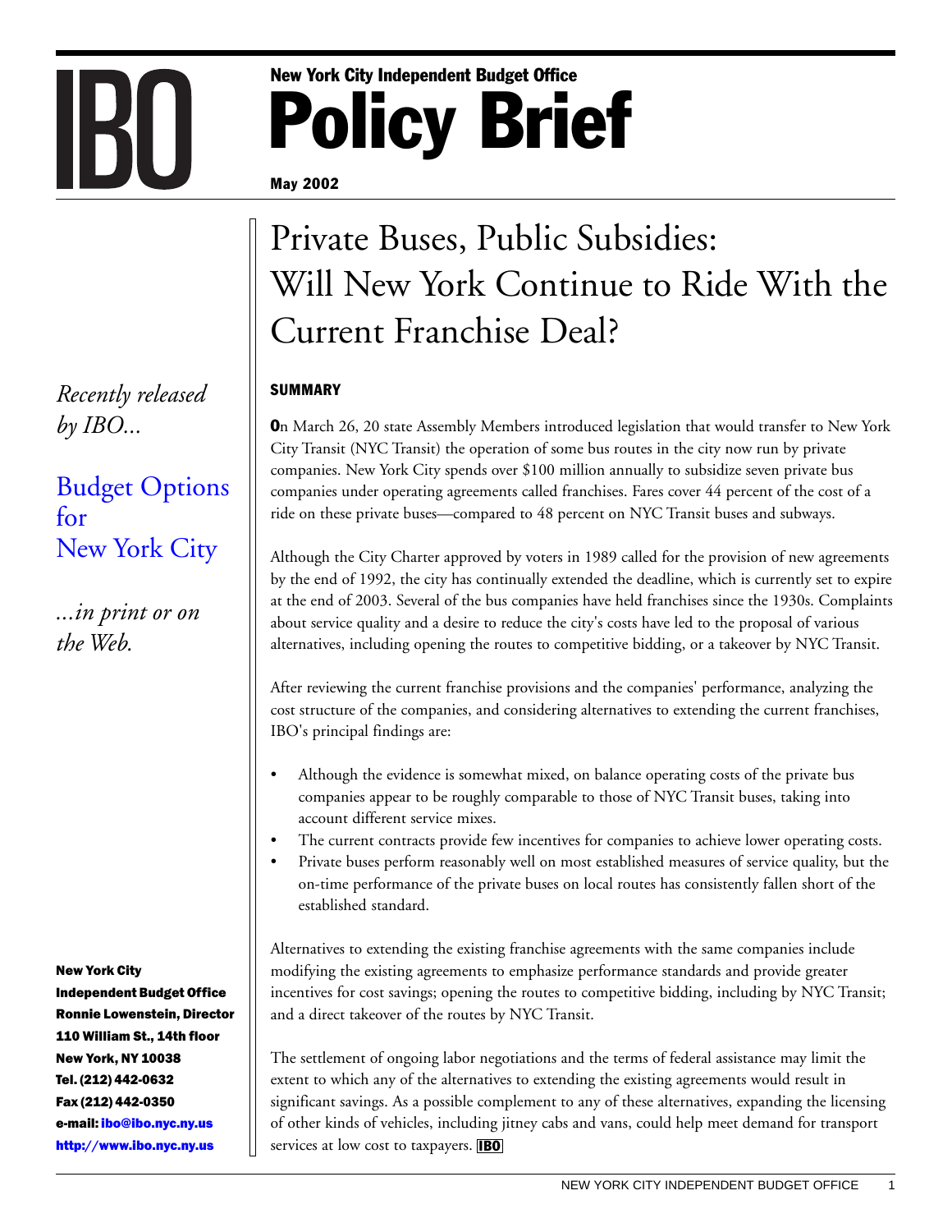# New York City Independent Budget Office

# Policy Brief

**May 2002**

# Private Buses, Public Subsidies: Will New York Continue to Ride With the Current Franchise Deal?

*Recently released by IBO...*

Budget Options for New York City

*...in print or on the Web.*

**New York City Independent Budget Office**
**Ronnie Lowenstein, Director**
**110 William St., 14th floor**
**New York, NY 10038**
**Tel. (212) 442-0632**
**Fax (212) 442-0350**
**e-mail: ibo@ibo.nyc.ny.us**
**http://www.ibo.nyc.ny.us**

## SUMMARY

On March 26, 20 state Assembly Members introduced legislation that would transfer to New York City Transit (NYC Transit) the operation of some bus routes in the city now run by private companies. New York City spends over $100 million annually to subsidize seven private bus companies under operating agreements called franchises. Fares cover 44 percent of the cost of a ride on these private buses—compared to 48 percent on NYC Transit buses and subways.

Although the City Charter approved by voters in 1989 called for the provision of new agreements by the end of 1992, the city has continually extended the deadline, which is currently set to expire at the end of 2003. Several of the bus companies have held franchises since the 1930s. Complaints about service quality and a desire to reduce the city's costs have led to the proposal of various alternatives, including opening the routes to competitive bidding, or a takeover by NYC Transit.

After reviewing the current franchise provisions and the companies' performance, analyzing the cost structure of the companies, and considering alternatives to extending the current franchises, IBO's principal findings are:

- Although the evidence is somewhat mixed, on balance operating costs of the private bus companies appear to be roughly comparable to those of NYC Transit buses, taking into account different service mixes.
- The current contracts provide few incentives for companies to achieve lower operating costs.
- Private buses perform reasonably well on most established measures of service quality, but the on-time performance of the private buses on local routes has consistently fallen short of the established standard.

Alternatives to extending the existing franchise agreements with the same companies include modifying the existing agreements to emphasize performance standards and provide greater incentives for cost savings; opening the routes to competitive bidding, including by NYC Transit; and a direct takeover of the routes by NYC Transit.

The settlement of ongoing labor negotiations and the terms of federal assistance may limit the extent to which any of the alternatives to extending the existing agreements would result in significant savings. As a possible complement to any of these alternatives, expanding the licensing of other kinds of vehicles, including jitney cabs and vans, could help meet demand for transport services at low cost to taxpayers.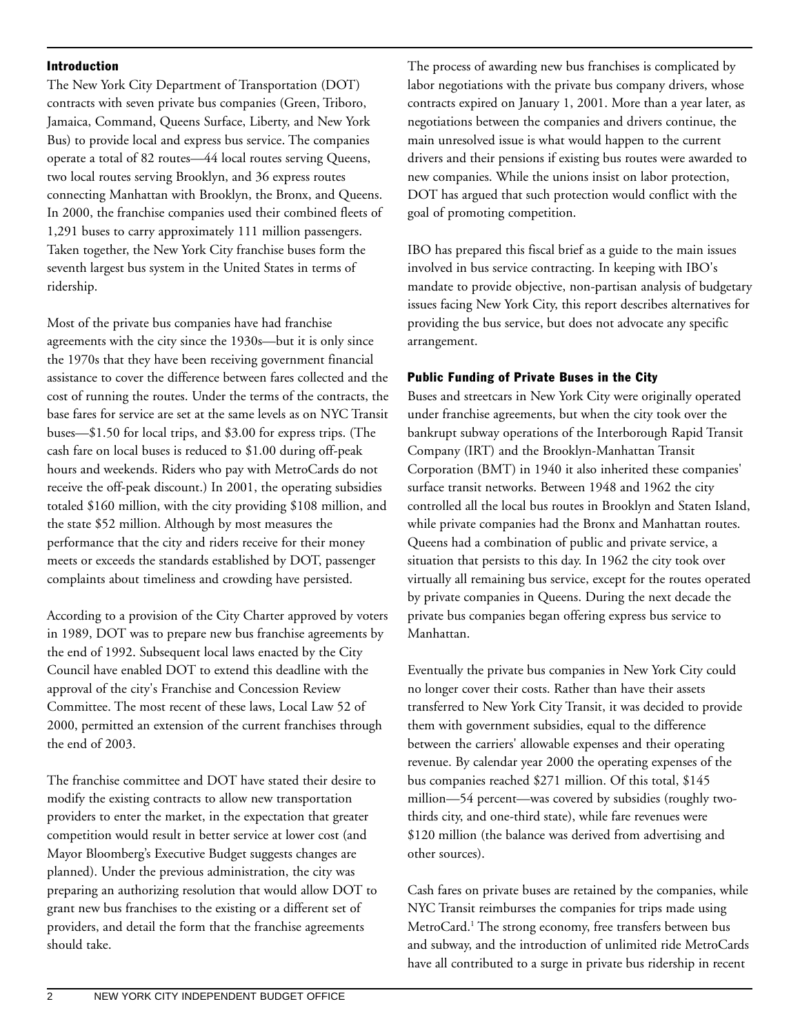## Introduction

The New York City Department of Transportation (DOT) contracts with seven private bus companies (Green, Triboro, Jamaica, Command, Queens Surface, Liberty, and New York Bus) to provide local and express bus service. The companies operate a total of 82 routes—44 local routes serving Queens, two local routes serving Brooklyn, and 36 express routes connecting Manhattan with Brooklyn, the Bronx, and Queens. In 2000, the franchise companies used their combined fleets of 1,291 buses to carry approximately 111 million passengers. Taken together, the New York City franchise buses form the seventh largest bus system in the United States in terms of ridership.

Most of the private bus companies have had franchise agreements with the city since the 1930s—but it is only since the 1970s that they have been receiving government financial assistance to cover the difference between fares collected and the cost of running the routes. Under the terms of the contracts, the base fares for service are set at the same levels as on NYC Transit buses—$1.50 for local trips, and $3.00 for express trips. (The cash fare on local buses is reduced to $1.00 during off-peak hours and weekends. Riders who pay with MetroCards do not receive the off-peak discount.) In 2001, the operating subsidies totaled $160 million, with the city providing $108 million, and the state $52 million. Although by most measures the performance that the city and riders receive for their money meets or exceeds the standards established by DOT, passenger complaints about timeliness and crowding have persisted.

According to a provision of the City Charter approved by voters in 1989, DOT was to prepare new bus franchise agreements by the end of 1992. Subsequent local laws enacted by the City Council have enabled DOT to extend this deadline with the approval of the city's Franchise and Concession Review Committee. The most recent of these laws, Local Law 52 of 2000, permitted an extension of the current franchises through the end of 2003.

The franchise committee and DOT have stated their desire to modify the existing contracts to allow new transportation providers to enter the market, in the expectation that greater competition would result in better service at lower cost (and Mayor Bloomberg's Executive Budget suggests changes are planned). Under the previous administration, the city was preparing an authorizing resolution that would allow DOT to grant new bus franchises to the existing or a different set of providers, and detail the form that the franchise agreements should take.

The process of awarding new bus franchises is complicated by labor negotiations with the private bus company drivers, whose contracts expired on January 1, 2001. More than a year later, as negotiations between the companies and drivers continue, the main unresolved issue is what would happen to the current drivers and their pensions if existing bus routes were awarded to new companies. While the unions insist on labor protection, DOT has argued that such protection would conflict with the goal of promoting competition.

IBO has prepared this fiscal brief as a guide to the main issues involved in bus service contracting. In keeping with IBO's mandate to provide objective, non-partisan analysis of budgetary issues facing New York City, this report describes alternatives for providing the bus service, but does not advocate any specific arrangement.

## Public Funding of Private Buses in the City

Buses and streetcars in New York City were originally operated under franchise agreements, but when the city took over the bankrupt subway operations of the Interborough Rapid Transit Company (IRT) and the Brooklyn-Manhattan Transit Corporation (BMT) in 1940 it also inherited these companies' surface transit networks. Between 1948 and 1962 the city controlled all the local bus routes in Brooklyn and Staten Island, while private companies had the Bronx and Manhattan routes. Queens had a combination of public and private service, a situation that persists to this day. In 1962 the city took over virtually all remaining bus service, except for the routes operated by private companies in Queens. During the next decade the private bus companies began offering express bus service to Manhattan.

Eventually the private bus companies in New York City could no longer cover their costs. Rather than have their assets transferred to New York City Transit, it was decided to provide them with government subsidies, equal to the difference between the carriers' allowable expenses and their operating revenue. By calendar year 2000 the operating expenses of the bus companies reached $271 million. Of this total, $145 million—54 percent—was covered by subsidies (roughly two-thirds city, and one-third state), while fare revenues were $120 million (the balance was derived from advertising and other sources).

Cash fares on private buses are retained by the companies, while NYC Transit reimburses the companies for trips made using MetroCard.[1] The strong economy, free transfers between bus and subway, and the introduction of unlimited ride MetroCards have all contributed to a surge in private bus ridership in recent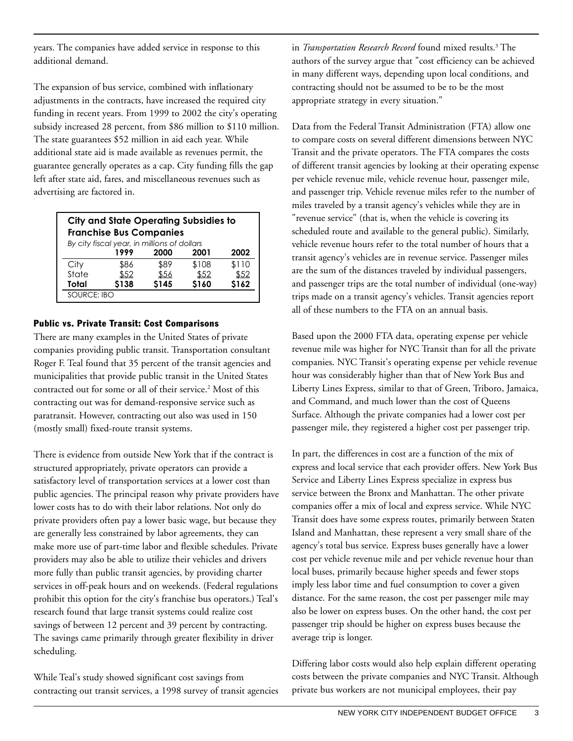years. The companies have added service in response to this additional demand.

The expansion of bus service, combined with inflationary adjustments in the contracts, have increased the required city funding in recent years. From 1999 to 2002 the city's operating subsidy increased 28 percent, from $86 million to $110 million. The state guarantees $52 million in aid each year. While additional state aid is made available as revenues permit, the guarantee generally operates as a cap. City funding fills the gap left after state aid, fares, and miscellaneous revenues such as advertising are factored in.

**City and State Operating Subsidies to Franchise Bus Companies**

*By city fiscal year, in millions of dollars*

| | 1999 | 2000 | 2001 | 2002 |
|---|---|---|---|---|
| City | $86 | $89 | $108 | $110 |
| State | $52 | $56 | $52 | $52 |
| **Total** | **$138** | **$145** | **$160** | **$162** |

SOURCE: IBO

### Public vs. Private Transit: Cost Comparisons

There are many examples in the United States of private companies providing public transit. Transportation consultant Roger F. Teal found that 35 percent of the transit agencies and municipalities that provide public transit in the United States contracted out for some or all of their service.[2] Most of this contracting out was for demand-responsive service such as paratransit. However, contracting out also was used in 150 (mostly small) fixed-route transit systems.

There is evidence from outside New York that if the contract is structured appropriately, private operators can provide a satisfactory level of transportation services at a lower cost than public agencies. The principal reason why private providers have lower costs has to do with their labor relations. Not only do private providers often pay a lower basic wage, but because they are generally less constrained by labor agreements, they can make more use of part-time labor and flexible schedules. Private providers may also be able to utilize their vehicles and drivers more fully than public transit agencies, by providing charter services in off-peak hours and on weekends. (Federal regulations prohibit this option for the city's franchise bus operators.) Teal's research found that large transit systems could realize cost savings of between 12 percent and 39 percent by contracting. The savings came primarily through greater flexibility in driver scheduling.

While Teal's study showed significant cost savings from contracting out transit services, a 1998 survey of transit agencies in *Transportation Research Record* found mixed results.[3] The authors of the survey argue that "cost efficiency can be achieved in many different ways, depending upon local conditions, and contracting should not be assumed to be to be the most appropriate strategy in every situation."

Data from the Federal Transit Administration (FTA) allow one to compare costs on several different dimensions between NYC Transit and the private operators. The FTA compares the costs of different transit agencies by looking at their operating expense per vehicle revenue mile, vehicle revenue hour, passenger mile, and passenger trip. Vehicle revenue miles refer to the number of miles traveled by a transit agency's vehicles while they are in "revenue service" (that is, when the vehicle is covering its scheduled route and available to the general public). Similarly, vehicle revenue hours refer to the total number of hours that a transit agency's vehicles are in revenue service. Passenger miles are the sum of the distances traveled by individual passengers, and passenger trips are the total number of individual (one-way) trips made on a transit agency's vehicles. Transit agencies report all of these numbers to the FTA on an annual basis.

Based upon the 2000 FTA data, operating expense per vehicle revenue mile was higher for NYC Transit than for all the private companies. NYC Transit's operating expense per vehicle revenue hour was considerably higher than that of New York Bus and Liberty Lines Express, similar to that of Green, Triboro, Jamaica, and Command, and much lower than the cost of Queens Surface. Although the private companies had a lower cost per passenger mile, they registered a higher cost per passenger trip.

In part, the differences in cost are a function of the mix of express and local service that each provider offers. New York Bus Service and Liberty Lines Express specialize in express bus service between the Bronx and Manhattan. The other private companies offer a mix of local and express service. While NYC Transit does have some express routes, primarily between Staten Island and Manhattan, these represent a very small share of the agency's total bus service. Express buses generally have a lower cost per vehicle revenue mile and per vehicle revenue hour than local buses, primarily because higher speeds and fewer stops imply less labor time and fuel consumption to cover a given distance. For the same reason, the cost per passenger mile may also be lower on express buses. On the other hand, the cost per passenger trip should be higher on express buses because the average trip is longer.

Differing labor costs would also help explain different operating costs between the private companies and NYC Transit. Although private bus workers are not municipal employees, their pay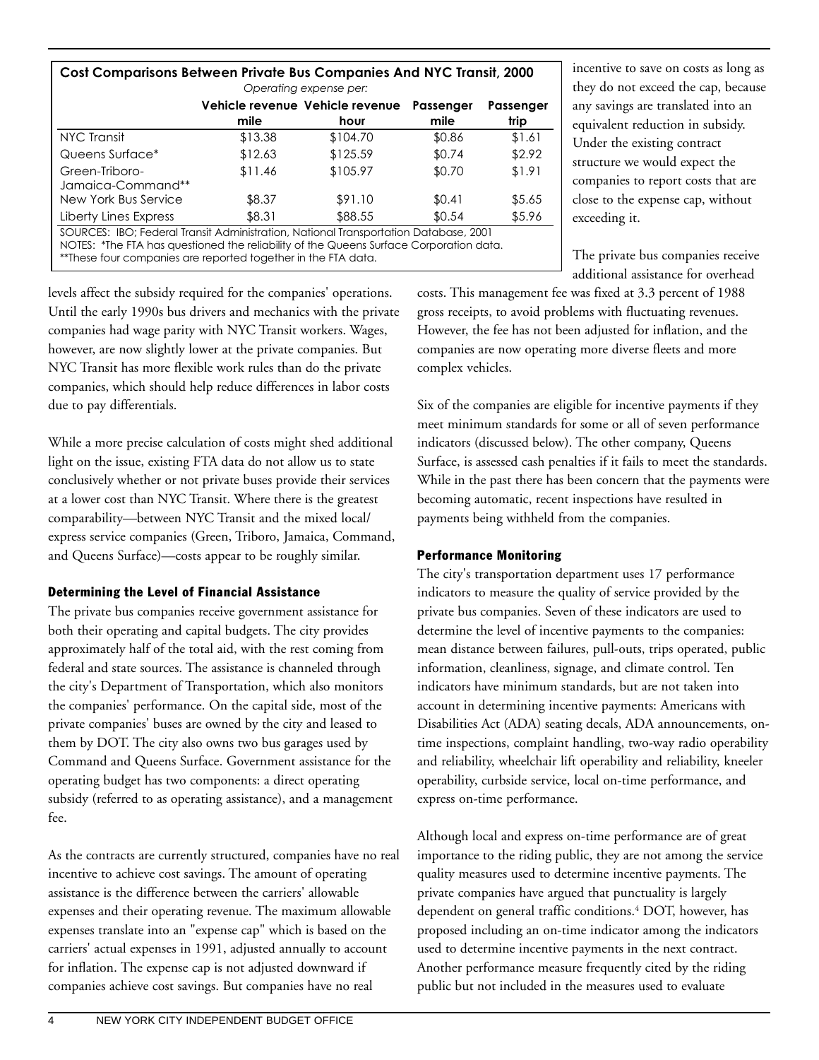**Cost Comparisons Between Private Bus Companies And NYC Transit, 2000**

*Operating expense per:*

| | Vehicle revenue mile | Vehicle revenue hour | Passenger mile | Passenger trip |
|---|---|---|---|---|
| NYC Transit | $13.38 | $104.70 | $0.86 | $1.61 |
| Queens Surface* | $12.63 | $125.59 | $0.74 | $2.92 |
| Green-Triboro-Jamaica-Command** | $11.46 | $105.97 | $0.70 | $1.91 |
| New York Bus Service | $8.37 | $91.10 | $0.41 | $5.65 |
| Liberty Lines Express | $8.31 | $88.55 | $0.54 | $5.96 |

SOURCES: IBO; Federal Transit Administration, National Transportation Database, 2001

NOTES: *The FTA has questioned the reliability of the Queens Surface Corporation data.
**These four companies are reported together in the FTA data.

levels affect the subsidy required for the companies' operations. Until the early 1990s bus drivers and mechanics with the private companies had wage parity with NYC Transit workers. Wages, however, are now slightly lower at the private companies. But NYC Transit has more flexible work rules than do the private companies, which should help reduce differences in labor costs due to pay differentials.

While a more precise calculation of costs might shed additional light on the issue, existing FTA data do not allow us to state conclusively whether or not private buses provide their services at a lower cost than NYC Transit. Where there is the greatest comparability—between NYC Transit and the mixed local/express service companies (Green, Triboro, Jamaica, Command, and Queens Surface)—costs appear to be roughly similar.

### Determining the Level of Financial Assistance

The private bus companies receive government assistance for both their operating and capital budgets. The city provides approximately half of the total aid, with the rest coming from federal and state sources. The assistance is channeled through the city's Department of Transportation, which also monitors the companies' performance. On the capital side, most of the private companies' buses are owned by the city and leased to them by DOT. The city also owns two bus garages used by Command and Queens Surface. Government assistance for the operating budget has two components: a direct operating subsidy (referred to as operating assistance), and a management fee.

As the contracts are currently structured, companies have no real incentive to achieve cost savings. The amount of operating assistance is the difference between the carriers' allowable expenses and their operating revenue. The maximum allowable expenses translate into an "expense cap" which is based on the carriers' actual expenses in 1991, adjusted annually to account for inflation. The expense cap is not adjusted downward if companies achieve cost savings. But companies have no real incentive to save on costs as long as they do not exceed the cap, because any savings are translated into an equivalent reduction in subsidy. Under the existing contract structure we would expect the companies to report costs that are close to the expense cap, without exceeding it.

The private bus companies receive additional assistance for overhead costs. This management fee was fixed at 3.3 percent of 1988 gross receipts, to avoid problems with fluctuating revenues. However, the fee has not been adjusted for inflation, and the companies are now operating more diverse fleets and more complex vehicles.

Six of the companies are eligible for incentive payments if they meet minimum standards for some or all of seven performance indicators (discussed below). The other company, Queens Surface, is assessed cash penalties if it fails to meet the standards. While in the past there has been concern that the payments were becoming automatic, recent inspections have resulted in payments being withheld from the companies.

### Performance Monitoring

The city's transportation department uses 17 performance indicators to measure the quality of service provided by the private bus companies. Seven of these indicators are used to determine the level of incentive payments to the companies: mean distance between failures, pull-outs, trips operated, public information, cleanliness, signage, and climate control. Ten indicators have minimum standards, but are not taken into account in determining incentive payments: Americans with Disabilities Act (ADA) seating decals, ADA announcements, on-time inspections, complaint handling, two-way radio operability and reliability, wheelchair lift operability and reliability, kneeler operability, curbside service, local on-time performance, and express on-time performance.

Although local and express on-time performance are of great importance to the riding public, they are not among the service quality measures used to determine incentive payments. The private companies have argued that punctuality is largely dependent on general traffic conditions.[4] DOT, however, has proposed including an on-time indicator among the indicators used to determine incentive payments in the next contract. Another performance measure frequently cited by the riding public but not included in the measures used to evaluate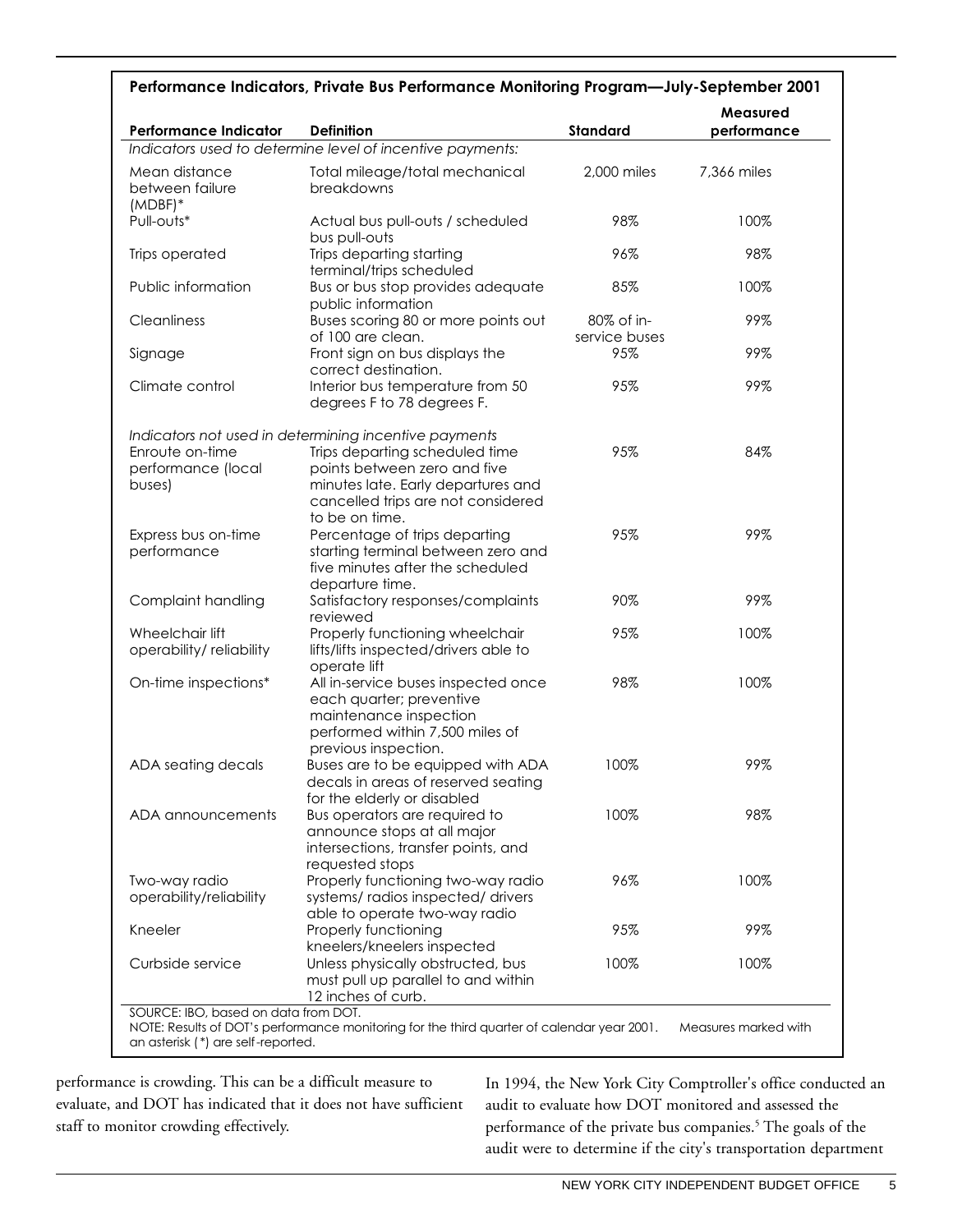**Performance Indicators, Private Bus Performance Monitoring Program—July-September 2001**

| Performance Indicator | Definition | Standard | Measured performance |
|---|---|---|---|
| *Indicators used to determine level of incentive payments:* | | | |
| Mean distance between failure (MDBF)* | Total mileage/total mechanical breakdowns | 2,000 miles | 7,366 miles |
| Pull-outs* | Actual bus pull-outs / scheduled bus pull-outs | 98% | 100% |
| Trips operated | Trips departing starting terminal/trips scheduled | 96% | 98% |
| Public information | Bus or bus stop provides adequate public information | 85% | 100% |
| Cleanliness | Buses scoring 80 or more points out of 100 are clean. | 80% of in-service buses | 99% |
| Signage | Front sign on bus displays the correct destination. | 95% | 99% |
| Climate control | Interior bus temperature from 50 degrees F to 78 degrees F. | 95% | 99% |
| *Indicators not used in determining incentive payments* | | | |
| Enroute on-time performance (local buses) | Trips departing scheduled time points between zero and five minutes late. Early departures and cancelled trips are not considered to be on time. | 95% | 84% |
| Express bus on-time performance | Percentage of trips departing starting terminal between zero and five minutes after the scheduled departure time. | 95% | 99% |
| Complaint handling | Satisfactory responses/complaints reviewed | 90% | 99% |
| Wheelchair lift operability/ reliability | Properly functioning wheelchair lifts/lifts inspected/drivers able to operate lift | 95% | 100% |
| On-time inspections* | All in-service buses inspected once each quarter; preventive maintenance inspection performed within 7,500 miles of previous inspection. | 98% | 100% |
| ADA seating decals | Buses are to be equipped with ADA decals in areas of reserved seating for the elderly or disabled | 100% | 99% |
| ADA announcements | Bus operators are required to announce stops at all major intersections, transfer points, and requested stops | 100% | 98% |
| Two-way radio operability/reliability | Properly functioning two-way radio systems/ radios inspected/ drivers able to operate two-way radio | 96% | 100% |
| Kneeler | Properly functioning kneelers/kneelers inspected | 95% | 99% |
| Curbside service | Unless physically obstructed, bus must pull up parallel to and within 12 inches of curb. | 100% | 100% |

SOURCE: IBO, based on data from DOT.
NOTE: Results of DOT's performance monitoring for the third quarter of calendar year 2001. Measures marked with an asterisk (*) are self-reported.

performance is crowding. This can be a difficult measure to evaluate, and DOT has indicated that it does not have sufficient staff to monitor crowding effectively.

In 1994, the New York City Comptroller's office conducted an audit to evaluate how DOT monitored and assessed the performance of the private bus companies.[5] The goals of the audit were to determine if the city's transportation department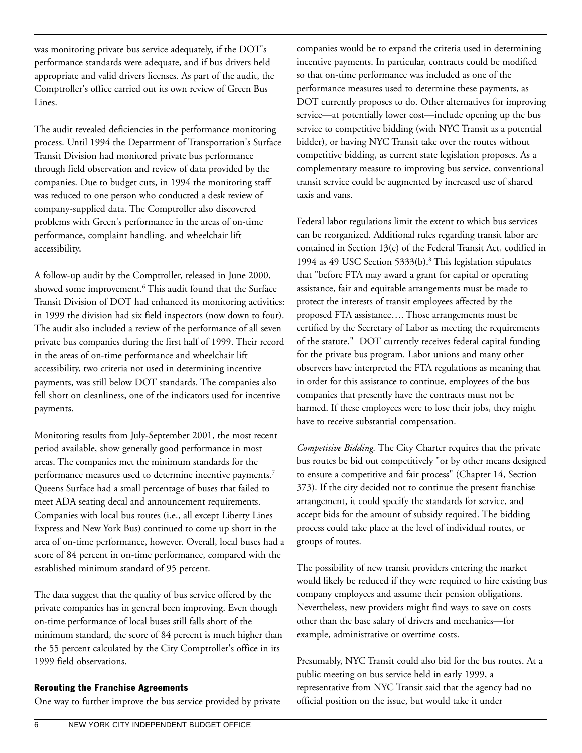was monitoring private bus service adequately, if the DOT's performance standards were adequate, and if bus drivers held appropriate and valid drivers licenses. As part of the audit, the Comptroller's office carried out its own review of Green Bus Lines.

The audit revealed deficiencies in the performance monitoring process. Until 1994 the Department of Transportation's Surface Transit Division had monitored private bus performance through field observation and review of data provided by the companies. Due to budget cuts, in 1994 the monitoring staff was reduced to one person who conducted a desk review of company-supplied data. The Comptroller also discovered problems with Green's performance in the areas of on-time performance, complaint handling, and wheelchair lift accessibility.

A follow-up audit by the Comptroller, released in June 2000, showed some improvement.[6] This audit found that the Surface Transit Division of DOT had enhanced its monitoring activities: in 1999 the division had six field inspectors (now down to four). The audit also included a review of the performance of all seven private bus companies during the first half of 1999. Their record in the areas of on-time performance and wheelchair lift accessibility, two criteria not used in determining incentive payments, was still below DOT standards. The companies also fell short on cleanliness, one of the indicators used for incentive payments.

Monitoring results from July-September 2001, the most recent period available, show generally good performance in most areas. The companies met the minimum standards for the performance measures used to determine incentive payments.[7] Queens Surface had a small percentage of buses that failed to meet ADA seating decal and announcement requirements. Companies with local bus routes (i.e., all except Liberty Lines Express and New York Bus) continued to come up short in the area of on-time performance, however. Overall, local buses had a score of 84 percent in on-time performance, compared with the established minimum standard of 95 percent.

The data suggest that the quality of bus service offered by the private companies has in general been improving. Even though on-time performance of local buses still falls short of the minimum standard, the score of 84 percent is much higher than the 55 percent calculated by the City Comptroller's office in its 1999 field observations.

### Rerouting the Franchise Agreements

One way to further improve the bus service provided by private companies would be to expand the criteria used in determining incentive payments. In particular, contracts could be modified so that on-time performance was included as one of the performance measures used to determine these payments, as DOT currently proposes to do. Other alternatives for improving service—at potentially lower cost—include opening up the bus service to competitive bidding (with NYC Transit as a potential bidder), or having NYC Transit take over the routes without competitive bidding, as current state legislation proposes. As a complementary measure to improving bus service, conventional transit service could be augmented by increased use of shared taxis and vans.

Federal labor regulations limit the extent to which bus services can be reorganized. Additional rules regarding transit labor are contained in Section 13(c) of the Federal Transit Act, codified in 1994 as 49 USC Section 5333(b).[8] This legislation stipulates that "before FTA may award a grant for capital or operating assistance, fair and equitable arrangements must be made to protect the interests of transit employees affected by the proposed FTA assistance…. Those arrangements must be certified by the Secretary of Labor as meeting the requirements of the statute." DOT currently receives federal capital funding for the private bus program. Labor unions and many other observers have interpreted the FTA regulations as meaning that in order for this assistance to continue, employees of the bus companies that presently have the contracts must not be harmed. If these employees were to lose their jobs, they might have to receive substantial compensation.

*Competitive Bidding.* The City Charter requires that the private bus routes be bid out competitively "or by other means designed to ensure a competitive and fair process" (Chapter 14, Section 373). If the city decided not to continue the present franchise arrangement, it could specify the standards for service, and accept bids for the amount of subsidy required. The bidding process could take place at the level of individual routes, or groups of routes.

The possibility of new transit providers entering the market would likely be reduced if they were required to hire existing bus company employees and assume their pension obligations. Nevertheless, new providers might find ways to save on costs other than the base salary of drivers and mechanics—for example, administrative or overtime costs.

Presumably, NYC Transit could also bid for the bus routes. At a public meeting on bus service held in early 1999, a representative from NYC Transit said that the agency had no official position on the issue, but would take it under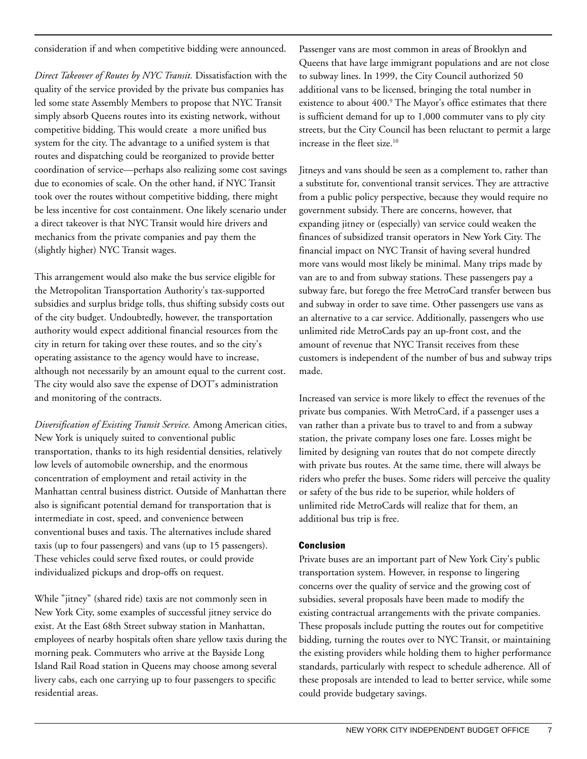consideration if and when competitive bidding were announced.

*Direct Takeover of Routes by NYC Transit.* Dissatisfaction with the quality of the service provided by the private bus companies has led some state Assembly Members to propose that NYC Transit simply absorb Queens routes into its existing network, without competitive bidding. This would create a more unified bus system for the city. The advantage to a unified system is that routes and dispatching could be reorganized to provide better coordination of service—perhaps also realizing some cost savings due to economies of scale. On the other hand, if NYC Transit took over the routes without competitive bidding, there might be less incentive for cost containment. One likely scenario under a direct takeover is that NYC Transit would hire drivers and mechanics from the private companies and pay them the (slightly higher) NYC Transit wages.

This arrangement would also make the bus service eligible for the Metropolitan Transportation Authority's tax-supported subsidies and surplus bridge tolls, thus shifting subsidy costs out of the city budget. Undoubtedly, however, the transportation authority would expect additional financial resources from the city in return for taking over these routes, and so the city's operating assistance to the agency would have to increase, although not necessarily by an amount equal to the current cost. The city would also save the expense of DOT's administration and monitoring of the contracts.

*Diversification of Existing Transit Service.* Among American cities, New York is uniquely suited to conventional public transportation, thanks to its high residential densities, relatively low levels of automobile ownership, and the enormous concentration of employment and retail activity in the Manhattan central business district. Outside of Manhattan there also is significant potential demand for transportation that is intermediate in cost, speed, and convenience between conventional buses and taxis. The alternatives include shared taxis (up to four passengers) and vans (up to 15 passengers). These vehicles could serve fixed routes, or could provide individualized pickups and drop-offs on request.

While "jitney" (shared ride) taxis are not commonly seen in New York City, some examples of successful jitney service do exist. At the East 68th Street subway station in Manhattan, employees of nearby hospitals often share yellow taxis during the morning peak. Commuters who arrive at the Bayside Long Island Rail Road station in Queens may choose among several livery cabs, each one carrying up to four passengers to specific residential areas.

Passenger vans are most common in areas of Brooklyn and Queens that have large immigrant populations and are not close to subway lines. In 1999, the City Council authorized 50 additional vans to be licensed, bringing the total number in existence to about 400.[9] The Mayor's office estimates that there is sufficient demand for up to 1,000 commuter vans to ply city streets, but the City Council has been reluctant to permit a large increase in the fleet size.[10]

Jitneys and vans should be seen as a complement to, rather than a substitute for, conventional transit services. They are attractive from a public policy perspective, because they would require no government subsidy. There are concerns, however, that expanding jitney or (especially) van service could weaken the finances of subsidized transit operators in New York City. The financial impact on NYC Transit of having several hundred more vans would most likely be minimal. Many trips made by van are to and from subway stations. These passengers pay a subway fare, but forego the free MetroCard transfer between bus and subway in order to save time. Other passengers use vans as an alternative to a car service. Additionally, passengers who use unlimited ride MetroCards pay an up-front cost, and the amount of revenue that NYC Transit receives from these customers is independent of the number of bus and subway trips made.

Increased van service is more likely to effect the revenues of the private bus companies. With MetroCard, if a passenger uses a van rather than a private bus to travel to and from a subway station, the private company loses one fare. Losses might be limited by designing van routes that do not compete directly with private bus routes. At the same time, there will always be riders who prefer the buses. Some riders will perceive the quality or safety of the bus ride to be superior, while holders of unlimited ride MetroCards will realize that for them, an additional bus trip is free.

## Conclusion

Private buses are an important part of New York City's public transportation system. However, in response to lingering concerns over the quality of service and the growing cost of subsidies, several proposals have been made to modify the existing contractual arrangements with the private companies. These proposals include putting the routes out for competitive bidding, turning the routes over to NYC Transit, or maintaining the existing providers while holding them to higher performance standards, particularly with respect to schedule adherence. All of these proposals are intended to lead to better service, while some could provide budgetary savings.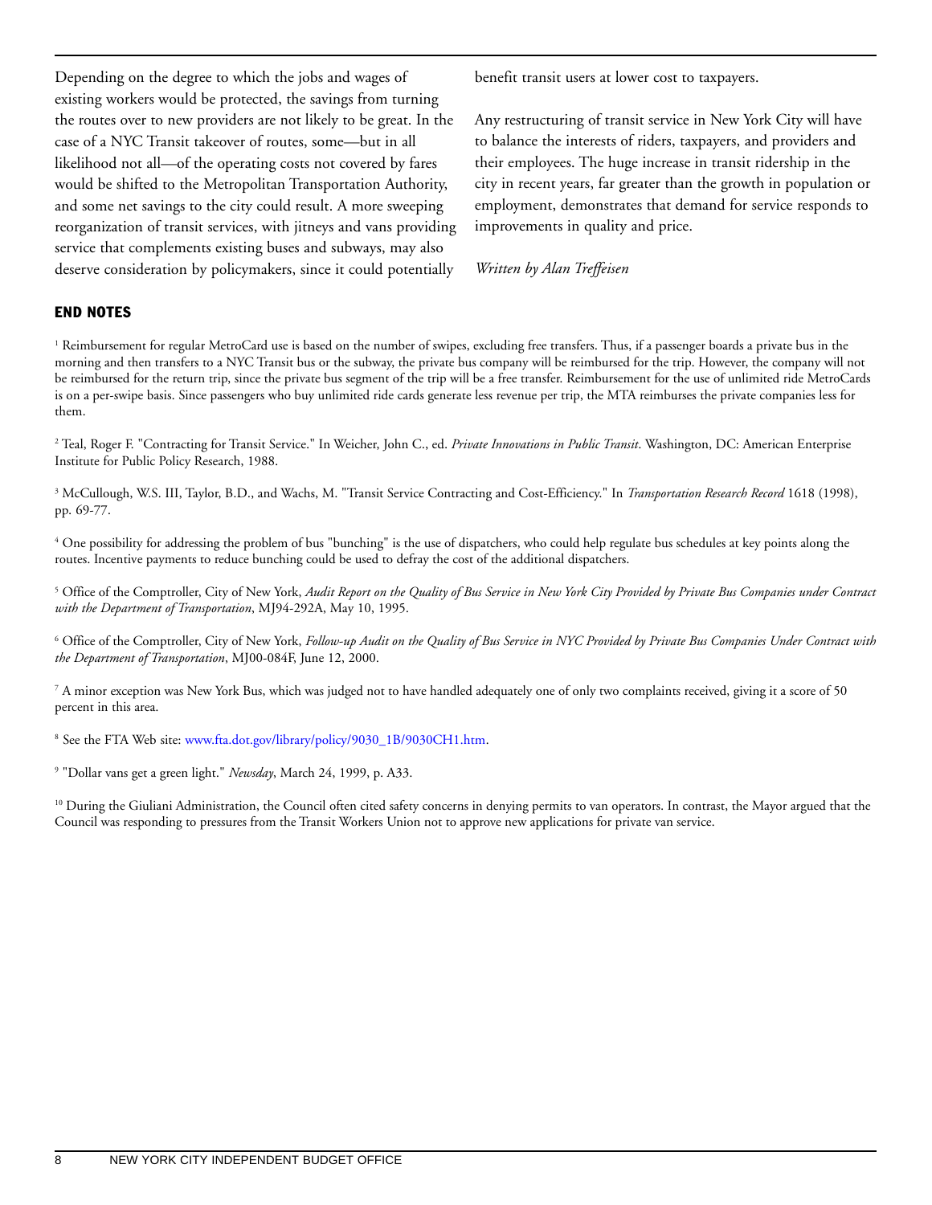Depending on the degree to which the jobs and wages of existing workers would be protected, the savings from turning the routes over to new providers are not likely to be great. In the case of a NYC Transit takeover of routes, some—but in all likelihood not all—of the operating costs not covered by fares would be shifted to the Metropolitan Transportation Authority, and some net savings to the city could result. A more sweeping reorganization of transit services, with jitneys and vans providing service that complements existing buses and subways, may also deserve consideration by policymakers, since it could potentially benefit transit users at lower cost to taxpayers.

Any restructuring of transit service in New York City will have to balance the interests of riders, taxpayers, and providers and their employees. The huge increase in transit ridership in the city in recent years, far greater than the growth in population or employment, demonstrates that demand for service responds to improvements in quality and price.

*Written by Alan Treffeisen*

## END NOTES

[1] Reimbursement for regular MetroCard use is based on the number of swipes, excluding free transfers. Thus, if a passenger boards a private bus in the morning and then transfers to a NYC Transit bus or the subway, the private bus company will be reimbursed for the trip. However, the company will not be reimbursed for the return trip, since the private bus segment of the trip will be a free transfer. Reimbursement for the use of unlimited ride MetroCards is on a per-swipe basis. Since passengers who buy unlimited ride cards generate less revenue per trip, the MTA reimburses the private companies less for them.

[2] Teal, Roger F. "Contracting for Transit Service." In Weicher, John C., ed. *Private Innovations in Public Transit*. Washington, DC: American Enterprise Institute for Public Policy Research, 1988.

[3] McCullough, W.S. III, Taylor, B.D., and Wachs, M. "Transit Service Contracting and Cost-Efficiency." In *Transportation Research Record* 1618 (1998), pp. 69-77.

[4] One possibility for addressing the problem of bus "bunching" is the use of dispatchers, who could help regulate bus schedules at key points along the routes. Incentive payments to reduce bunching could be used to defray the cost of the additional dispatchers.

[5] Office of the Comptroller, City of New York, *Audit Report on the Quality of Bus Service in New York City Provided by Private Bus Companies under Contract with the Department of Transportation*, MJ94-292A, May 10, 1995.

[6] Office of the Comptroller, City of New York, *Follow-up Audit on the Quality of Bus Service in NYC Provided by Private Bus Companies Under Contract with the Department of Transportation*, MJ00-084F, June 12, 2000.

[7] A minor exception was New York Bus, which was judged not to have handled adequately one of only two complaints received, giving it a score of 50 percent in this area.

[8] See the FTA Web site: www.fta.dot.gov/library/policy/9030_1B/9030CH1.htm.

[9] "Dollar vans get a green light." *Newsday*, March 24, 1999, p. A33.

[10] During the Giuliani Administration, the Council often cited safety concerns in denying permits to van operators. In contrast, the Mayor argued that the Council was responding to pressures from the Transit Workers Union not to approve new applications for private van service.